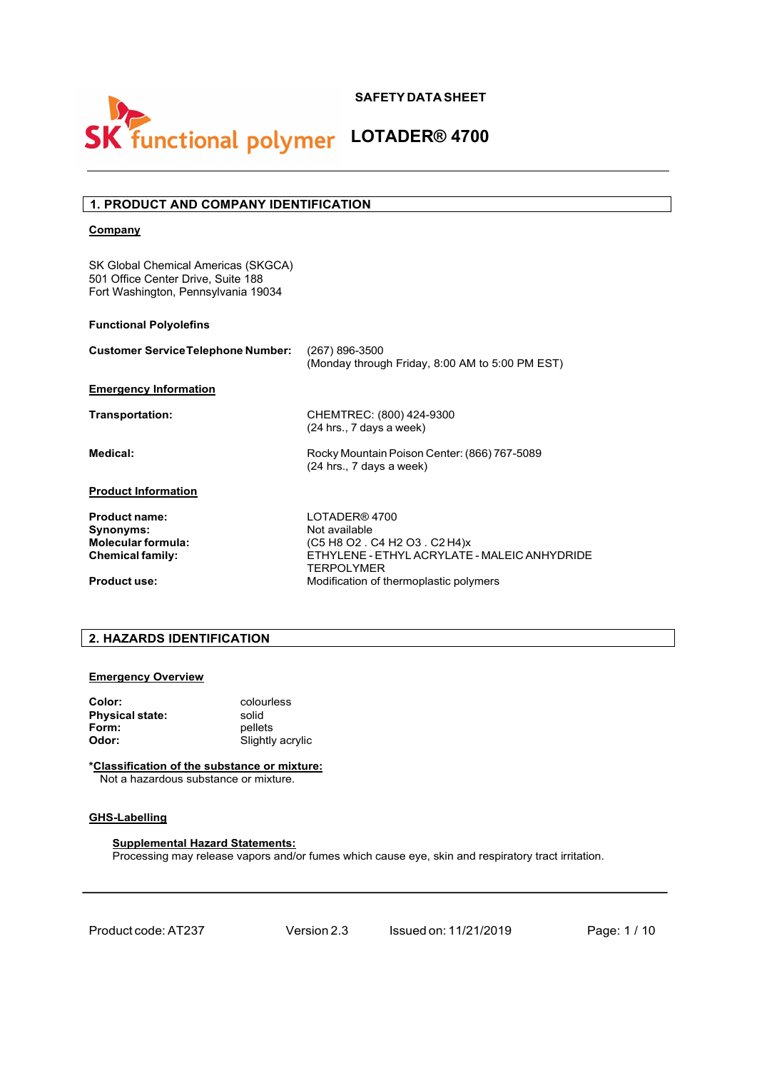SK functional polymer

**SAFETY DATA SHEET**

# LOTADER® 4700

## 1. PRODUCT AND COMPANY IDENTIFICATION

**Company**

SK Global Chemical Americas (SKGCA)
501 Office Center Drive, Suite 188
Fort Washington, Pennsylvania 19034

**Functional Polyolefins**

**Customer Service Telephone Number:** (267) 896-3500
(Monday through Friday, 8:00 AM to 5:00 PM EST)

**Emergency Information**

**Transportation:** CHEMTREC: (800) 424-9300
(24 hrs., 7 days a week)

**Medical:** Rocky Mountain Poison Center: (866) 767-5089
(24 hrs., 7 days a week)

**Product Information**

**Product name:** LOTADER® 4700
**Synonyms:** Not available
**Molecular formula:** (C5 H8 O2 . C4 H2 O3 . C2 H4)x
**Chemical family:** ETHYLENE - ETHYL ACRYLATE - MALEIC ANHYDRIDE TERPOLYMER
**Product use:** Modification of thermoplastic polymers

## 2. HAZARDS IDENTIFICATION

**Emergency Overview**

**Color:** colourless
**Physical state:** solid
**Form:** pellets
**Odor:** Slightly acrylic

***Classification of the substance or mixture:**
Not a hazardous substance or mixture.

**GHS-Labelling**

**Supplemental Hazard Statements:**
Processing may release vapors and/or fumes which cause eye, skin and respiratory tract irritation.

Product code: AT237 Version 2.3 Issued on: 11/21/2019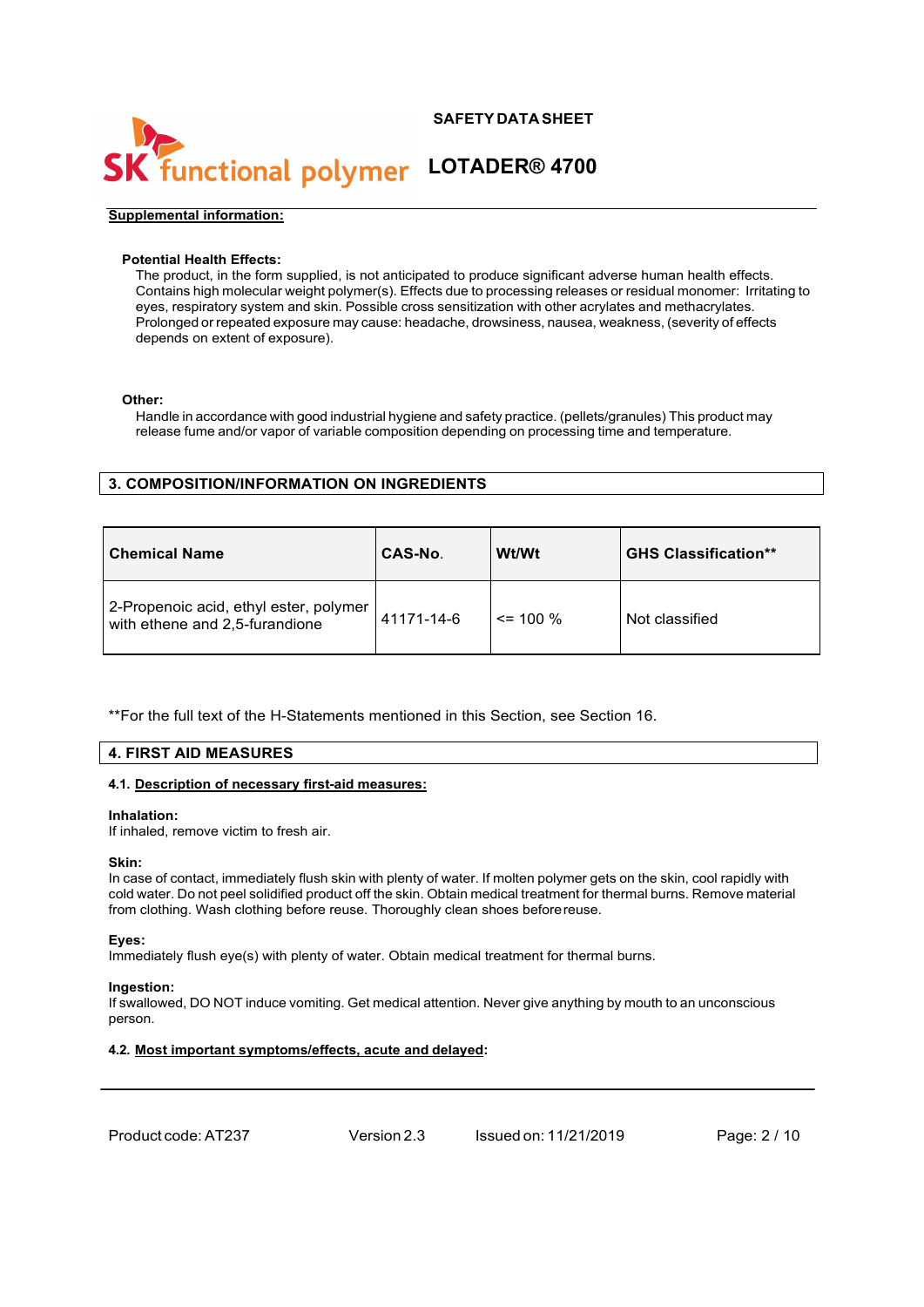**Supplemental information:**

**Potential Health Effects:**

The product, in the form supplied, is not anticipated to produce significant adverse human health effects. Contains high molecular weight polymer(s). Effects due to processing releases or residual monomer: Irritating to eyes, respiratory system and skin. Possible cross sensitization with other acrylates and methacrylates. Prolonged or repeated exposure may cause: headache, drowsiness, nausea, weakness, (severity of effects depends on extent of exposure).

**Other:**

Handle in accordance with good industrial hygiene and safety practice. (pellets/granules) This product may release fume and/or vapor of variable composition depending on processing time and temperature.

## 3. COMPOSITION/INFORMATION ON INGREDIENTS

| Chemical Name | CAS-No. | Wt/Wt | GHS Classification** |
|---|---|---|---|
| 2-Propenoic acid, ethyl ester, polymer with ethene and 2,5-furandione | 41171-14-6 | <= 100 % | Not classified |

**For the full text of the H-Statements mentioned in this Section, see Section 16.

## 4. FIRST AID MEASURES

### 4.1. Description of necessary first-aid measures:

**Inhalation:**
If inhaled, remove victim to fresh air.

**Skin:**
In case of contact, immediately flush skin with plenty of water. If molten polymer gets on the skin, cool rapidly with cold water. Do not peel solidified product off the skin. Obtain medical treatment for thermal burns. Remove material from clothing. Wash clothing before reuse. Thoroughly clean shoes before reuse.

**Eyes:**
Immediately flush eye(s) with plenty of water. Obtain medical treatment for thermal burns.

**Ingestion:**
If swallowed, DO NOT induce vomiting. Get medical attention. Never give anything by mouth to an unconscious person.

### 4.2. Most important symptoms/effects, acute and delayed: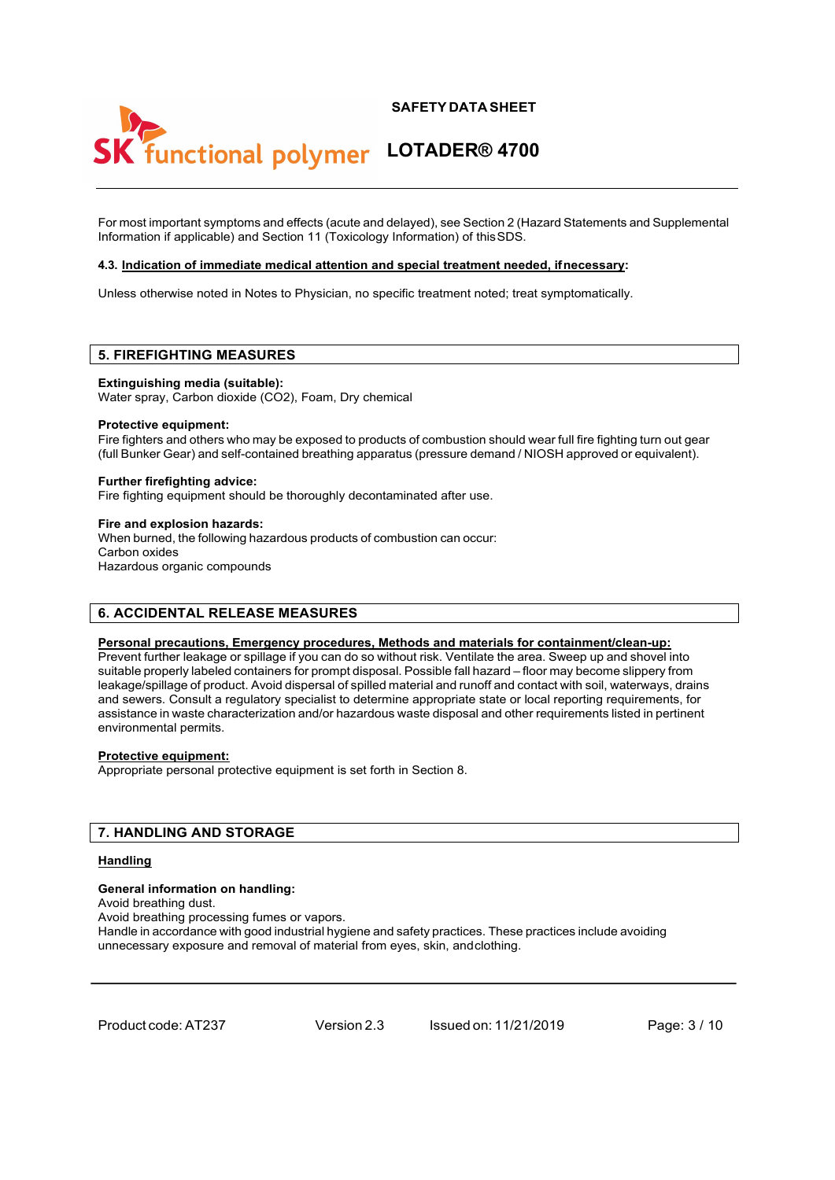For most important symptoms and effects (acute and delayed), see Section 2 (Hazard Statements and Supplemental Information if applicable) and Section 11 (Toxicology Information) of this SDS.

**4.3. Indication of immediate medical attention and special treatment needed, if necessary:**

Unless otherwise noted in Notes to Physician, no specific treatment noted; treat symptomatically.

## 5. FIREFIGHTING MEASURES

**Extinguishing media (suitable):**
Water spray, Carbon dioxide ($CO_2$), Foam, Dry chemical

**Protective equipment:**
Fire fighters and others who may be exposed to products of combustion should wear full fire fighting turn out gear (full Bunker Gear) and self-contained breathing apparatus (pressure demand / NIOSH approved or equivalent).

**Further firefighting advice:**
Fire fighting equipment should be thoroughly decontaminated after use.

**Fire and explosion hazards:**
When burned, the following hazardous products of combustion can occur:
Carbon oxides
Hazardous organic compounds

## 6. ACCIDENTAL RELEASE MEASURES

**Personal precautions, Emergency procedures, Methods and materials for containment/clean-up:**
Prevent further leakage or spillage if you can do so without risk. Ventilate the area. Sweep up and shovel into suitable properly labeled containers for prompt disposal. Possible fall hazard – floor may become slippery from leakage/spillage of product. Avoid dispersal of spilled material and runoff and contact with soil, waterways, drains and sewers. Consult a regulatory specialist to determine appropriate state or local reporting requirements, for assistance in waste characterization and/or hazardous waste disposal and other requirements listed in pertinent environmental permits.

**Protective equipment:**
Appropriate personal protective equipment is set forth in Section 8.

## 7. HANDLING AND STORAGE

**Handling**

**General information on handling:**
Avoid breathing dust.
Avoid breathing processing fumes or vapors.
Handle in accordance with good industrial hygiene and safety practices. These practices include avoiding unnecessary exposure and removal of material from eyes, skin, and clothing.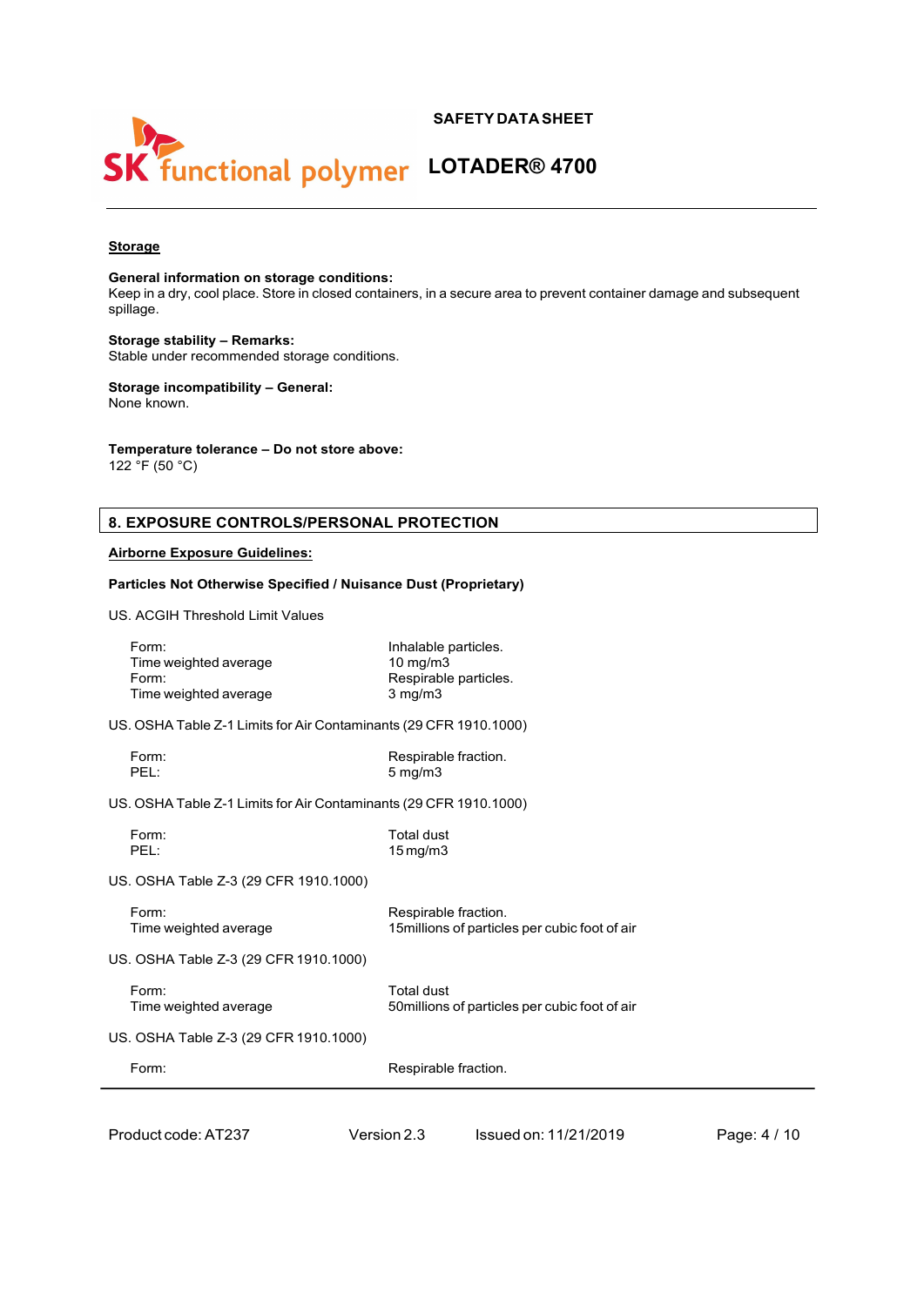**Storage**

**General information on storage conditions:**
Keep in a dry, cool place. Store in closed containers, in a secure area to prevent container damage and subsequent spillage.

**Storage stability – Remarks:**
Stable under recommended storage conditions.

**Storage incompatibility – General:**
None known.

**Temperature tolerance – Do not store above:**
122 °F (50 °C)

## 8. EXPOSURE CONTROLS/PERSONAL PROTECTION

**Airborne Exposure Guidelines:**

**Particles Not Otherwise Specified / Nuisance Dust (Proprietary)**

US. ACGIH Threshold Limit Values

| | |
|---|---|
| Form: | Inhalable particles. |
| Time weighted average | 10 mg/m3 |
| Form: | Respirable particles. |
| Time weighted average | 3 mg/m3 |

US. OSHA Table Z-1 Limits for Air Contaminants (29 CFR 1910.1000)

| | |
|---|---|
| Form: | Respirable fraction. |
| PEL: | 5 mg/m3 |

US. OSHA Table Z-1 Limits for Air Contaminants (29 CFR 1910.1000)

| | |
|---|---|
| Form: | Total dust |
| PEL: | 15 mg/m3 |

US. OSHA Table Z-3 (29 CFR 1910.1000)

| | |
|---|---|
| Form: | Respirable fraction. |
| Time weighted average | 15millions of particles per cubic foot of air |

US. OSHA Table Z-3 (29 CFR 1910.1000)

| | |
|---|---|
| Form: | Total dust |
| Time weighted average | 50millions of particles per cubic foot of air |

US. OSHA Table Z-3 (29 CFR 1910.1000)

| | |
|---|---|
| Form: | Respirable fraction. |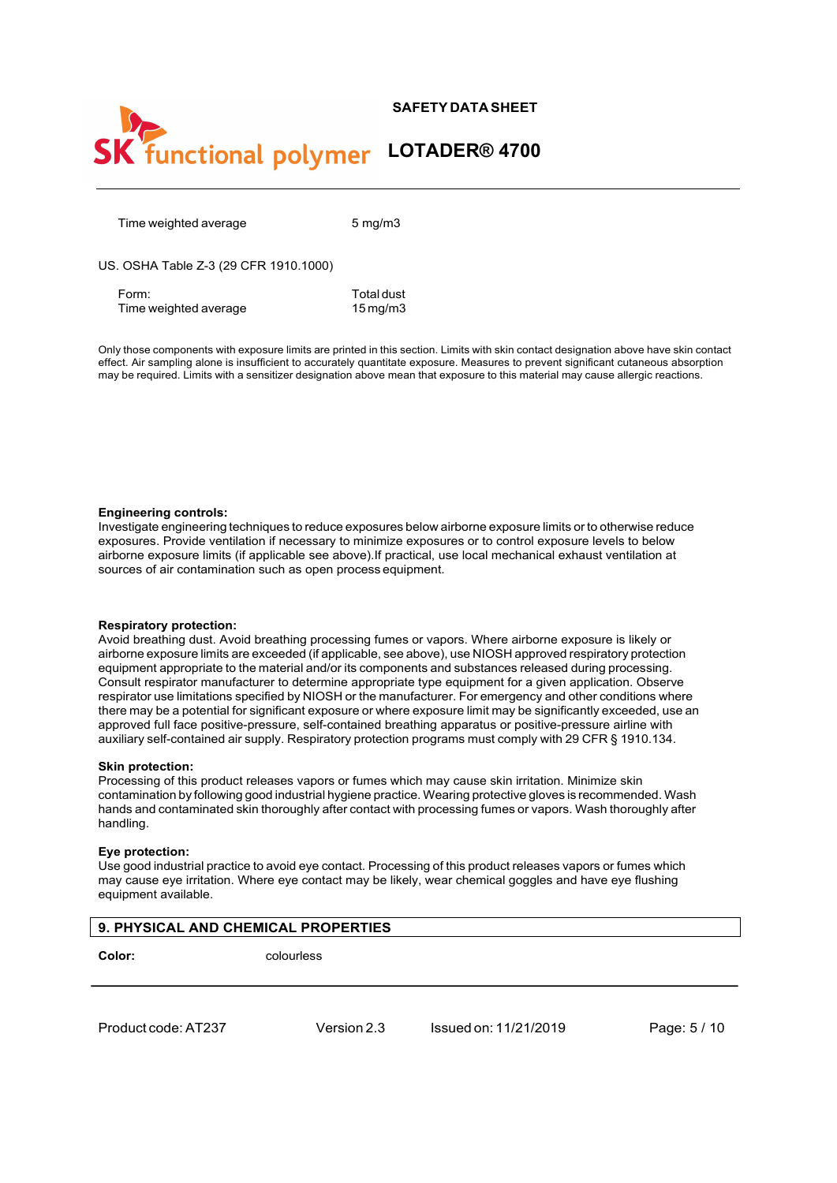| | |
|---|---|
| Time weighted average | 5 mg/m3 |

US. OSHA Table Z-3 (29 CFR 1910.1000)

| | |
|---|---|
| Form: | Total dust |
| Time weighted average | 15 mg/m3 |

Only those components with exposure limits are printed in this section. Limits with skin contact designation above have skin contact effect. Air sampling alone is insufficient to accurately quantitate exposure. Measures to prevent significant cutaneous absorption may be required. Limits with a sensitizer designation above mean that exposure to this material may cause allergic reactions.

**Engineering controls:**
Investigate engineering techniques to reduce exposures below airborne exposure limits or to otherwise reduce exposures. Provide ventilation if necessary to minimize exposures or to control exposure levels to below airborne exposure limits (if applicable see above).If practical, use local mechanical exhaust ventilation at sources of air contamination such as open process equipment.

**Respiratory protection:**
Avoid breathing dust. Avoid breathing processing fumes or vapors. Where airborne exposure is likely or airborne exposure limits are exceeded (if applicable, see above), use NIOSH approved respiratory protection equipment appropriate to the material and/or its components and substances released during processing. Consult respirator manufacturer to determine appropriate type equipment for a given application. Observe respirator use limitations specified by NIOSH or the manufacturer. For emergency and other conditions where there may be a potential for significant exposure or where exposure limit may be significantly exceeded, use an approved full face positive-pressure, self-contained breathing apparatus or positive-pressure airline with auxiliary self-contained air supply. Respiratory protection programs must comply with 29 CFR § 1910.134.

**Skin protection:**
Processing of this product releases vapors or fumes which may cause skin irritation. Minimize skin contamination by following good industrial hygiene practice. Wearing protective gloves is recommended. Wash hands and contaminated skin thoroughly after contact with processing fumes or vapors. Wash thoroughly after handling.

**Eye protection:**
Use good industrial practice to avoid eye contact. Processing of this product releases vapors or fumes which may cause eye irritation. Where eye contact may be likely, wear chemical goggles and have eye flushing equipment available.

## 9. PHYSICAL AND CHEMICAL PROPERTIES

| | |
|---|---|
| **Color:** | colourless |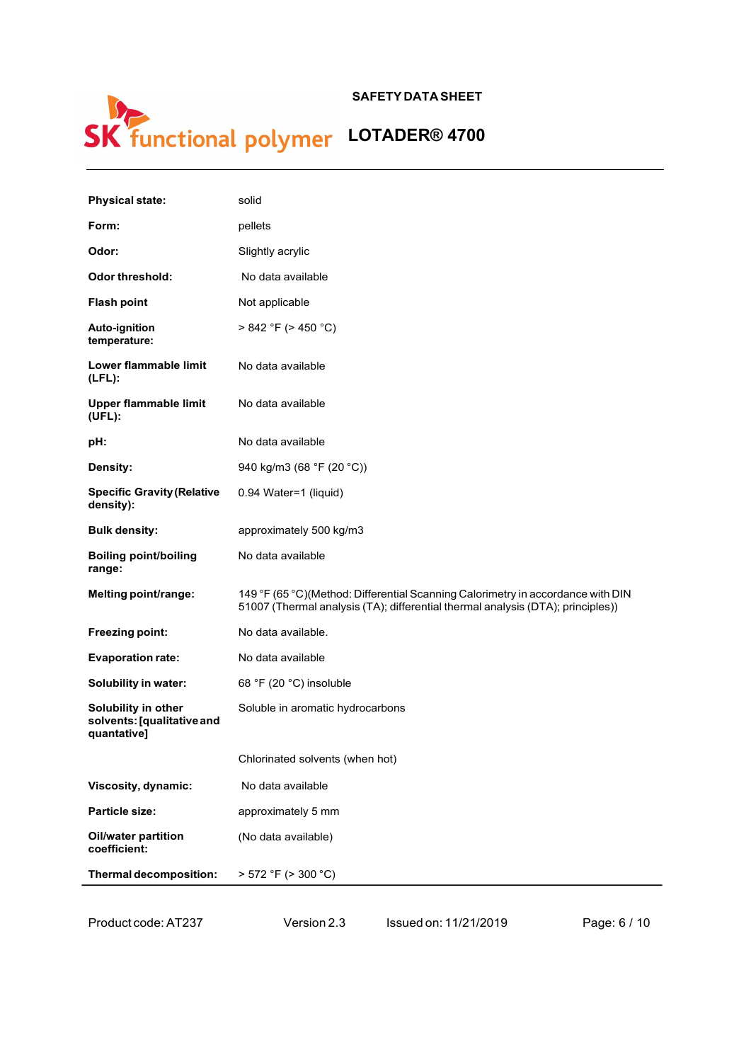| | |
|---|---|
| **Physical state:** | solid |
| **Form:** | pellets |
| **Odor:** | Slightly acrylic |
| **Odor threshold:** | No data available |
| **Flash point** | Not applicable |
| **Auto-ignition temperature:** | > 842 °F (> 450 °C) |
| **Lower flammable limit (LFL):** | No data available |
| **Upper flammable limit (UFL):** | No data available |
| **pH:** | No data available |
| **Density:** | 940 kg/m3 (68 °F (20 °C)) |
| **Specific Gravity (Relative density):** | 0.94 Water=1 (liquid) |
| **Bulk density:** | approximately 500 kg/m3 |
| **Boiling point/boiling range:** | No data available |
| **Melting point/range:** | 149 °F (65 °C)(Method: Differential Scanning Calorimetry in accordance with DIN 51007 (Thermal analysis (TA); differential thermal analysis (DTA); principles)) |
| **Freezing point:** | No data available. |
| **Evaporation rate:** | No data available |
| **Solubility in water:** | 68 °F (20 °C) insoluble |
| **Solubility in other solvents: [qualitative and quantative]** | Soluble in aromatic hydrocarbons |
| | Chlorinated solvents (when hot) |
| **Viscosity, dynamic:** | No data available |
| **Particle size:** | approximately 5 mm |
| **Oil/water partition coefficient:** | (No data available) |
| **Thermal decomposition:** | > 572 °F (> 300 °C) |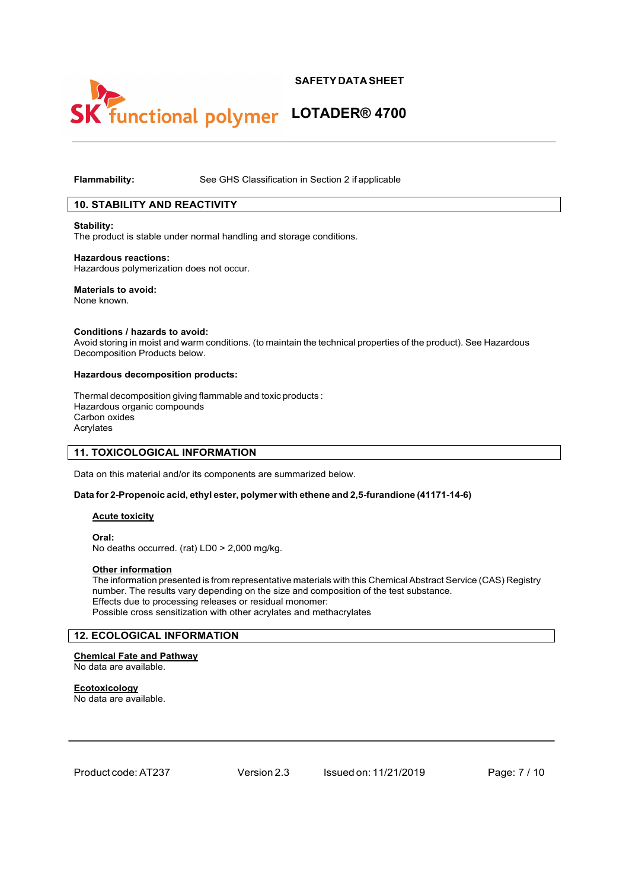**Flammability:** See GHS Classification in Section 2 if applicable

## 10. STABILITY AND REACTIVITY

**Stability:**
The product is stable under normal handling and storage conditions.

**Hazardous reactions:**
Hazardous polymerization does not occur.

**Materials to avoid:**
None known.

**Conditions / hazards to avoid:**
Avoid storing in moist and warm conditions. (to maintain the technical properties of the product). See Hazardous Decomposition Products below.

**Hazardous decomposition products:**

Thermal decomposition giving flammable and toxic products :
Hazardous organic compounds
Carbon oxides
Acrylates

## 11. TOXICOLOGICAL INFORMATION

Data on this material and/or its components are summarized below.

**Data for 2-Propenoic acid, ethyl ester, polymer with ethene and 2,5-furandione (41171-14-6)**

**Acute toxicity**

**Oral:**
No deaths occurred. (rat) LD0 > 2,000 mg/kg.

**Other information**
The information presented is from representative materials with this Chemical Abstract Service (CAS) Registry number. The results vary depending on the size and composition of the test substance.
Effects due to processing releases or residual monomer:
Possible cross sensitization with other acrylates and methacrylates

## 12. ECOLOGICAL INFORMATION

**Chemical Fate and Pathway**
No data are available.

**Ecotoxicology**
No data are available.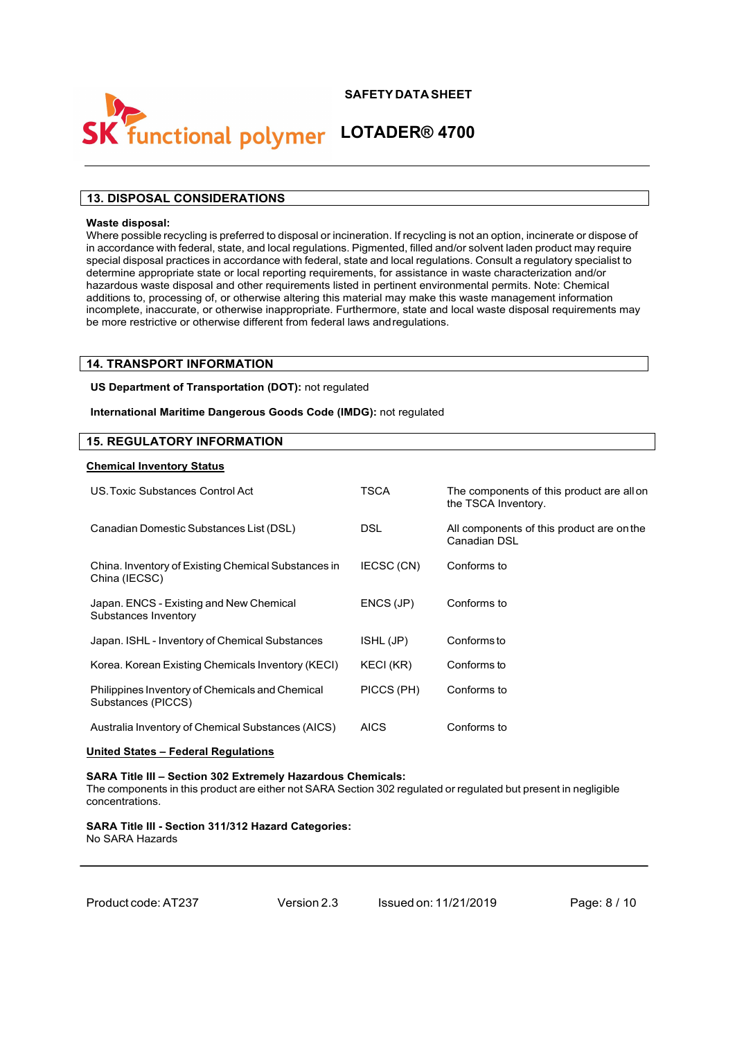## 13. DISPOSAL CONSIDERATIONS

**Waste disposal:**
Where possible recycling is preferred to disposal or incineration. If recycling is not an option, incinerate or dispose of in accordance with federal, state, and local regulations. Pigmented, filled and/or solvent laden product may require special disposal practices in accordance with federal, state and local regulations. Consult a regulatory specialist to determine appropriate state or local reporting requirements, for assistance in waste characterization and/or hazardous waste disposal and other requirements listed in pertinent environmental permits. Note: Chemical additions to, processing of, or otherwise altering this material may make this waste management information incomplete, inaccurate, or otherwise inappropriate. Furthermore, state and local waste disposal requirements may be more restrictive or otherwise different from federal laws and regulations.

## 14. TRANSPORT INFORMATION

**US Department of Transportation (DOT):** not regulated

**International Maritime Dangerous Goods Code (IMDG):** not regulated

## 15. REGULATORY INFORMATION

**Chemical Inventory Status**

| | | |
|---|---|---|
| US. Toxic Substances Control Act | TSCA | The components of this product are all on the TSCA Inventory. |
| Canadian Domestic Substances List (DSL) | DSL | All components of this product are on the Canadian DSL |
| China. Inventory of Existing Chemical Substances in China (IECSC) | IECSC (CN) | Conforms to |
| Japan. ENCS - Existing and New Chemical Substances Inventory | ENCS (JP) | Conforms to |
| Japan. ISHL - Inventory of Chemical Substances | ISHL (JP) | Conforms to |
| Korea. Korean Existing Chemicals Inventory (KECI) | KECI (KR) | Conforms to |
| Philippines Inventory of Chemicals and Chemical Substances (PICCS) | PICCS (PH) | Conforms to |
| Australia Inventory of Chemical Substances (AICS) | AICS | Conforms to |

**United States – Federal Regulations**

**SARA Title III – Section 302 Extremely Hazardous Chemicals:**
The components in this product are either not SARA Section 302 regulated or regulated but present in negligible concentrations.

**SARA Title III - Section 311/312 Hazard Categories:**
No SARA Hazards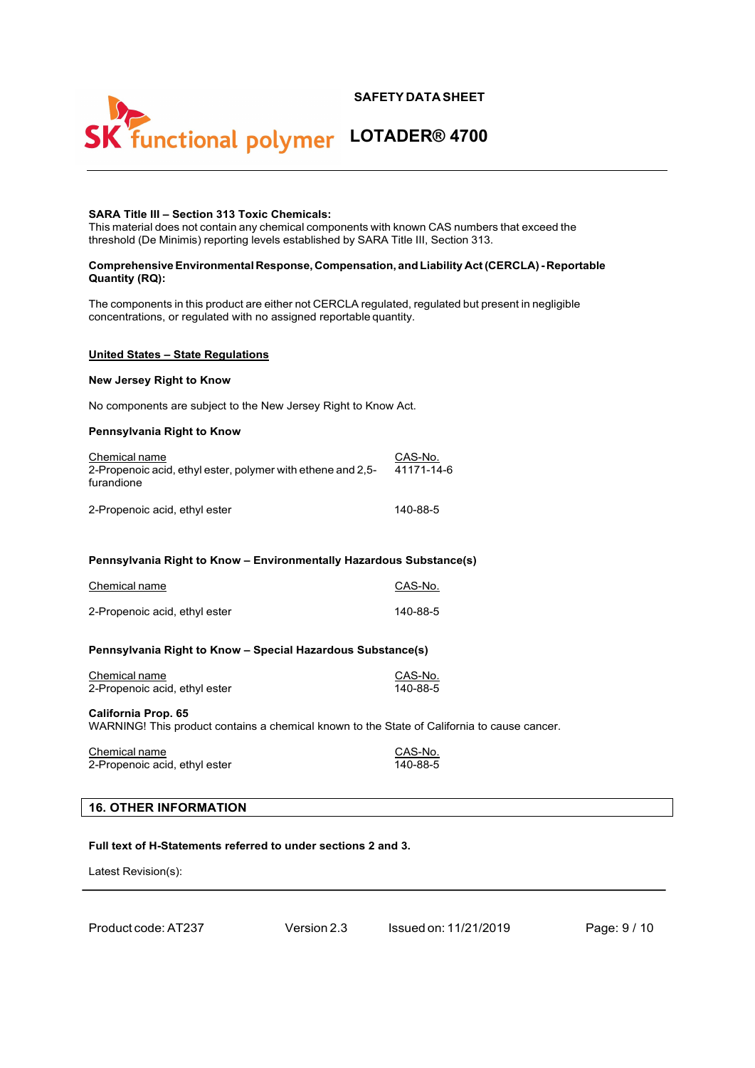**SARA Title III – Section 313 Toxic Chemicals:**
This material does not contain any chemical components with known CAS numbers that exceed the threshold (De Minimis) reporting levels established by SARA Title III, Section 313.

**Comprehensive Environmental Response, Compensation, and Liability Act (CERCLA) - Reportable Quantity (RQ):**

The components in this product are either not CERCLA regulated, regulated but present in negligible concentrations, or regulated with no assigned reportable quantity.

## United States – State Regulations

**New Jersey Right to Know**

No components are subject to the New Jersey Right to Know Act.

**Pennsylvania Right to Know**

| Chemical name | CAS-No. |
|---|---|
| 2-Propenoic acid, ethyl ester, polymer with ethene and 2,5-furandione | 41171-14-6 |
| 2-Propenoic acid, ethyl ester | 140-88-5 |

**Pennsylvania Right to Know – Environmentally Hazardous Substance(s)**

| Chemical name | CAS-No. |
|---|---|
| 2-Propenoic acid, ethyl ester | 140-88-5 |

**Pennsylvania Right to Know – Special Hazardous Substance(s)**

| Chemical name | CAS-No. |
|---|---|
| 2-Propenoic acid, ethyl ester | 140-88-5 |

**California Prop. 65**
WARNING! This product contains a chemical known to the State of California to cause cancer.

| Chemical name | CAS-No. |
|---|---|
| 2-Propenoic acid, ethyl ester | 140-88-5 |

## 16. OTHER INFORMATION

**Full text of H-Statements referred to under sections 2 and 3.**

Latest Revision(s):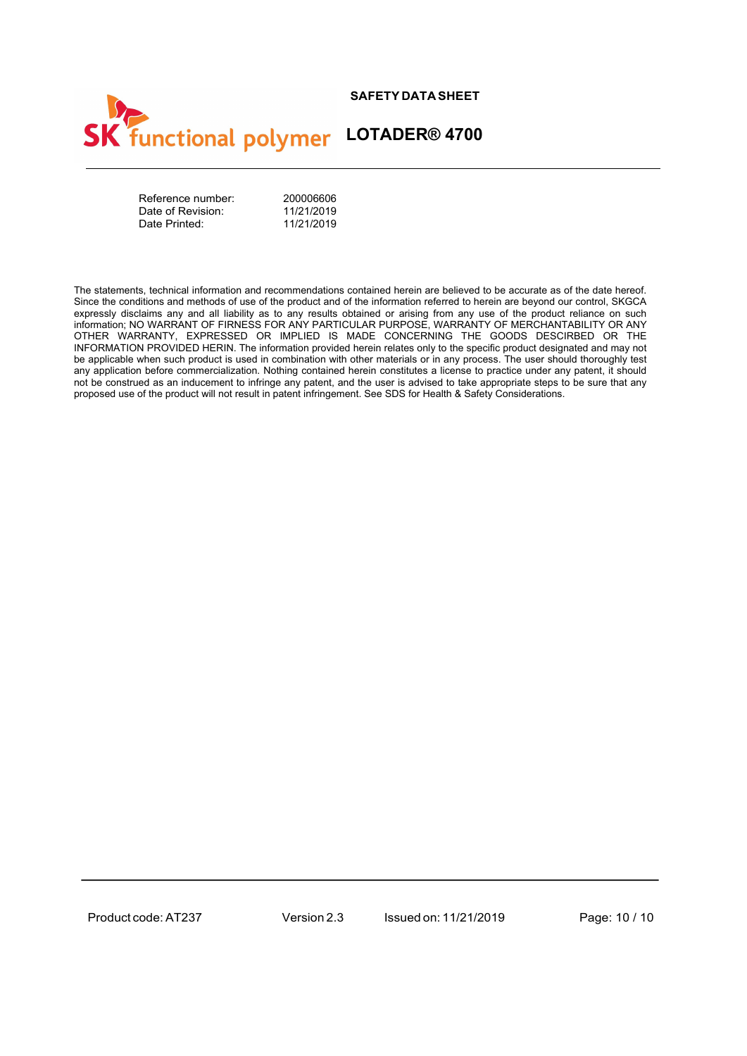Reference number: 200006606
Date of Revision: 11/21/2019
Date Printed: 11/21/2019

The statements, technical information and recommendations contained herein are believed to be accurate as of the date hereof. Since the conditions and methods of use of the product and of the information referred to herein are beyond our control, SKGCA expressly disclaims any and all liability as to any results obtained or arising from any use of the product reliance on such information; NO WARRANT OF FIRNESS FOR ANY PARTICULAR PURPOSE, WARRANTY OF MERCHANTABILITY OR ANY OTHER WARRANTY, EXPRESSED OR IMPLIED IS MADE CONCERNING THE GOODS DESCRIBED OR THE INFORMATION PROVIDED HERIN. The information provided herein relates only to the specific product designated and may not be applicable when such product is used in combination with other materials or in any process. The user should thoroughly test any application before commercialization. Nothing contained herein constitutes a license to practice under any patent, it should not be construed as an inducement to infringe any patent, and the user is advised to take appropriate steps to be sure that any proposed use of the product will not result in patent infringement. See SDS for Health & Safety Considerations.